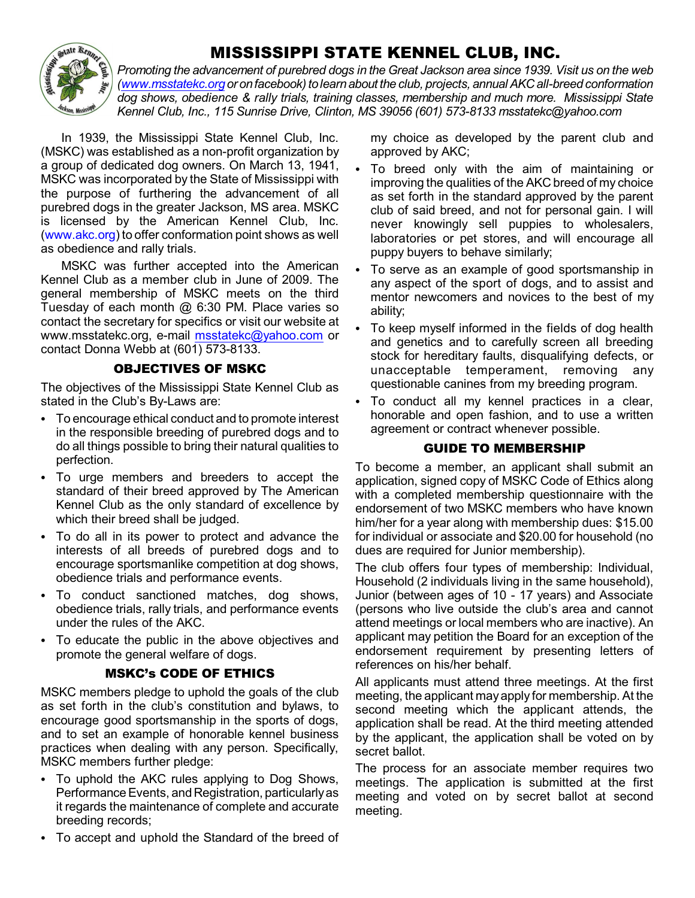# MISSISSIPPI STATE KENNEL CLUB, INC.

*Promoting the advancement of purebred dogs in the Great Jackson area since 1939. Visit us on the web (www.msstatekc.org or on facebook) to learn about the club, projects, annual AKC all-breed conformation dog shows, obedience & rally trials, training classes, membership and much more. Mississippi State Kennel Club, Inc., 115 Sunrise Drive, Clinton, MS 39056 (601) 573-8133 msstatekc@yahoo.com*

In 1939, the Mississippi State Kennel Club, Inc. (MSKC) was established as a non-profit organization by a group of dedicated dog owners. On March 13, 1941, MSKC was incorporated by the State of Mississippi with the purpose of furthering the advancement of all purebred dogs in the greater Jackson, MS area. MSKC is licensed by the American Kennel Club, Inc. (www.akc.org) to offer conformation point shows as well as obedience and rally trials.

MSKC was further accepted into the American Kennel Club as a member club in June of 2009. The general membership of MSKC meets on the third Tuesday of each month @ 6:30 PM. Place varies so contact the secretary for specifics or visit our website at www.msstatekc.org, e-mail msstatekc@yahoo.com or contact Donna Webb at (601) 573-8133.

### OBJECTIVES OF MSKC

The objectives of the Mississippi State Kennel Club as stated in the Club's By-Laws are:

- To encourage ethical conduct and to promote interest in the responsible breeding of purebred dogs and to do all things possible to bring their natural qualities to perfection.
- To urge members and breeders to accept the standard of their breed approved by The American Kennel Club as the only standard of excellence by which their breed shall be judged.
- To do all in its power to protect and advance the interests of all breeds of purebred dogs and to encourage sportsmanlike competition at dog shows, obedience trials and performance events.
- To conduct sanctioned matches, dog shows, obedience trials, rally trials, and performance events under the rules of the AKC.
- To educate the public in the above objectives and promote the general welfare of dogs.

### MSKC's CODE OF ETHICS

MSKC members pledge to uphold the goals of the club as set forth in the club's constitution and bylaws, to encourage good sportsmanship in the sports of dogs, and to set an example of honorable kennel business practices when dealing with any person. Specifically, MSKC members further pledge:

- To uphold the AKC rules applying to Dog Shows, Performance Events, and Registration, particularly as it regards the maintenance of complete and accurate breeding records;
- To accept and uphold the Standard of the breed of my choice as developed by the parent club and approved by AKC;
- To breed only with the aim of maintaining or improving the qualities of the AKC breed of my choice as set forth in the standard approved by the parent club of said breed, and not for personal gain. I will never knowingly sell puppies to wholesalers, laboratories or pet stores, and will encourage all puppy buyers to behave similarly;
- To serve as an example of good sportsmanship in any aspect of the sport of dogs, and to assist and mentor newcomers and novices to the best of my ability;
- To keep myself informed in the fields of dog health and genetics and to carefully screen all breeding stock for hereditary faults, disqualifying defects, or unacceptable temperament, removing any questionable canines from my breeding program.
- To conduct all my kennel practices in a clear, honorable and open fashion, and to use a written agreement or contract whenever possible.

### GUIDE TO MEMBERSHIP

To become a member, an applicant shall submit an application, signed copy of MSKC Code of Ethics along with a completed membership questionnaire with the endorsement of two MSKC members who have known him/her for a year along with membership dues: $15.00 for individual or associate and $20.00 for household (no dues are required for Junior membership).

The club offers four types of membership: Individual, Household (2 individuals living in the same household), Junior (between ages of 10 - 17 years) and Associate (persons who live outside the club's area and cannot attend meetings or local members who are inactive). An applicant may petition the Board for an exception of the endorsement requirement by presenting letters of references on his/her behalf.

All applicants must attend three meetings. At the first meeting, the applicant may apply for membership. At the second meeting which the applicant attends, the application shall be read. At the third meeting attended by the applicant, the application shall be voted on by secret ballot.

The process for an associate member requires two meetings. The application is submitted at the first meeting and voted on by secret ballot at second meeting.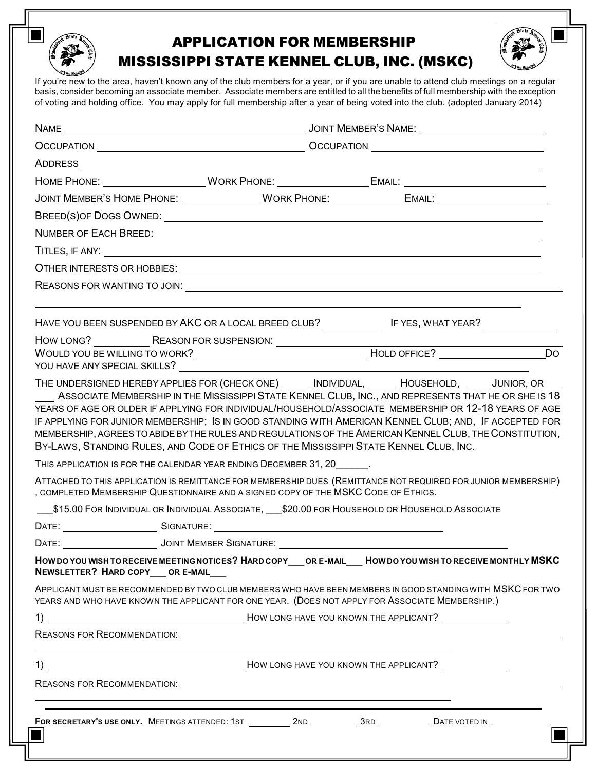# APPLICATION FOR MEMBERSHIP
# MISSISSIPPI STATE KENNEL CLUB, INC. (MSKC)

If you're new to the area, haven't known any of the club members for a year, or if you are unable to attend club meetings on a regular basis, consider becoming an associate member. Associate members are entitled to all the benefits of full membership with the exception of voting and holding office. You may apply for full membership after a year of being voted into the club. (adopted January 2014)

NAME ______________________________ JOINT MEMBER'S NAME: ____________________

OCCUPATION ______________________________ OCCUPATION ____________________

ADDRESS ____________________________________________________________

HOME PHONE: ______________ WORK PHONE: ______________ EMAIL: ____________________

JOINT MEMBER'S HOME PHONE: ____________ WORK PHONE: ____________ EMAIL: ____________________

BREED(S)OF DOGS OWNED: ____________________________________________

NUMBER OF EACH BREED: ____________________________________________

TITLES, IF ANY: ____________________________________________

OTHER INTERESTS OR HOBBIES: ____________________________________________

REASONS FOR WANTING TO JOIN: ____________________________________________

____________________________________________________________

HAVE YOU BEEN SUSPENDED BY AKC OR A LOCAL BREED CLUB? __________ IF YES, WHAT YEAR? ____________

HOW LONG? __________ REASON FOR SUSPENSION: ____________________________________________

WOULD YOU BE WILLING TO WORK? ____________________ HOLD OFFICE? ______________ DO YOU HAVE ANY SPECIAL SKILLS? ____________________________________________

THE UNDERSIGNED HEREBY APPLIES FOR (CHECK ONE) _____ INDIVIDUAL, _____ HOUSEHOLD, _____ JUNIOR, OR ___ ASSOCIATE MEMBERSHIP IN THE MISSISSIPPI STATE KENNEL CLUB, INC., AND REPRESENTS THAT HE OR SHE IS 18 YEARS OF AGE OR OLDER IF APPLYING FOR INDIVIDUAL/HOUSEHOLD/ASSOCIATE MEMBERSHIP OR 12-18 YEARS OF AGE IF APPLYING FOR JUNIOR MEMBERSHIP; IS IN GOOD STANDING WITH AMERICAN KENNEL CLUB; AND, IF ACCEPTED FOR MEMBERSHIP, AGREES TO ABIDE BY THE RULES AND REGULATIONS OF THE AMERICAN KENNEL CLUB, THE CONSTITUTION, BY-LAWS, STANDING RULES, AND CODE OF ETHICS OF THE MISSISSIPPI STATE KENNEL CLUB, INC.

THIS APPLICATION IS FOR THE CALENDAR YEAR ENDING DECEMBER 31, 20______.

ATTACHED TO THIS APPLICATION IS REMITTANCE FOR MEMBERSHIP DUES (REMITTANCE NOT REQUIRED FOR JUNIOR MEMBERSHIP), COMPLETED MEMBERSHIP QUESTIONNAIRE AND A SIGNED COPY OF THE MSKC CODE OF ETHICS.

___$15.00 FOR INDIVIDUAL OR INDIVIDUAL ASSOCIATE, ___$20.00 FOR HOUSEHOLD OR HOUSEHOLD ASSOCIATE

DATE: ______________ SIGNATURE: ____________________________________

DATE: ______________ JOINT MEMBER SIGNATURE: ____________________________________

**HOW DO YOU WISH TO RECEIVE MEETING NOTICES? HARD COPY___ OR E-MAIL___ HOW DO YOU WISH TO RECEIVE MONTHLY MSKC NEWSLETTER? HARD COPY___ OR E-MAIL___**

APPLICANT MUST BE RECOMMENDED BY TWO CLUB MEMBERS WHO HAVE BEEN MEMBERS IN GOOD STANDING WITH MSKC FOR TWO YEARS AND WHO HAVE KNOWN THE APPLICANT FOR ONE YEAR. (DOES NOT APPLY FOR ASSOCIATE MEMBERSHIP.)

1) ______________________________ HOW LONG HAVE YOU KNOWN THE APPLICANT? __________

REASONS FOR RECOMMENDATION: ____________________________________________

____________________________________________________________

1) ______________________________ HOW LONG HAVE YOU KNOWN THE APPLICANT? __________

REASONS FOR RECOMMENDATION: ____________________________________________

____________________________________________________________

**FOR SECRETARY'S USE ONLY.** MEETINGS ATTENDED: 1ST ________ 2ND ________ 3RD ________ DATE VOTED IN __________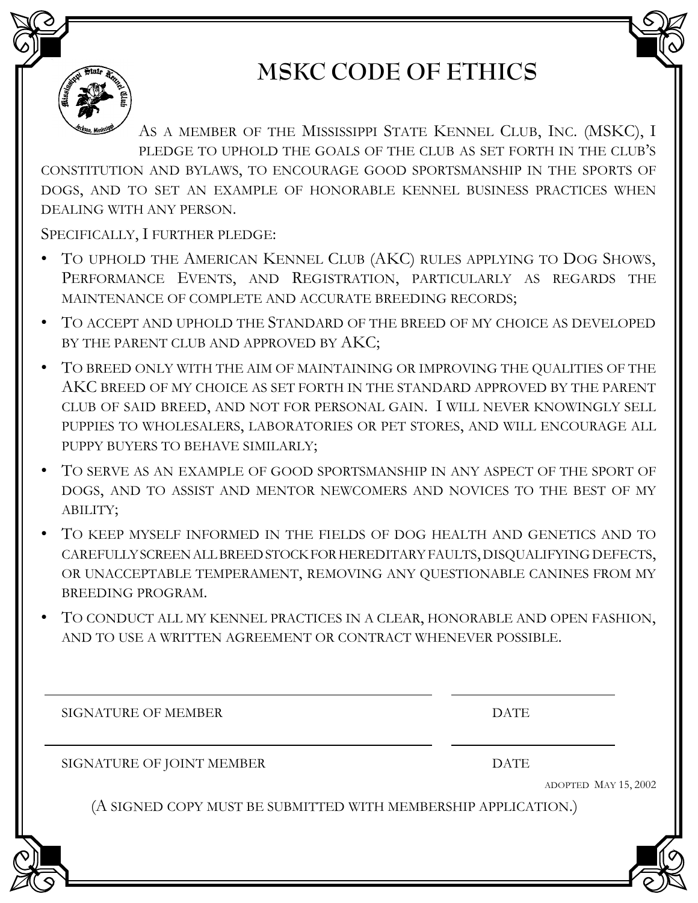# MSKC CODE OF ETHICS

As a member of the Mississippi State Kennel Club, Inc. (MSKC), I pledge to uphold the goals of the club as set forth in the club's constitution and bylaws, to encourage good sportsmanship in the sports of dogs, and to set an example of honorable kennel business practices when dealing with any person.

Specifically, I further pledge:

- To uphold the American Kennel Club (AKC) rules applying to Dog Shows, Performance Events, and Registration, particularly as regards the maintenance of complete and accurate breeding records;
- To accept and uphold the Standard of the breed of my choice as developed by the parent club and approved by AKC;
- To breed only with the aim of maintaining or improving the qualities of the AKC breed of my choice as set forth in the standard approved by the parent club of said breed, and not for personal gain. I will never knowingly sell puppies to wholesalers, laboratories or pet stores, and will encourage all puppy buyers to behave similarly;
- To serve as an example of good sportsmanship in any aspect of the sport of dogs, and to assist and mentor newcomers and novices to the best of my ability;
- To keep myself informed in the fields of dog health and genetics and to carefully screen all breed stock for hereditary faults, disqualifying defects, or unacceptable temperament, removing any questionable canines from my breeding program.
- To conduct all my kennel practices in a clear, honorable and open fashion, and to use a written agreement or contract whenever possible.

______________________________ ______________

SIGNATURE OF MEMBER DATE

______________________________ ______________

SIGNATURE OF JOINT MEMBER DATE

adopted May 15, 2002

(A signed copy must be submitted with membership application.)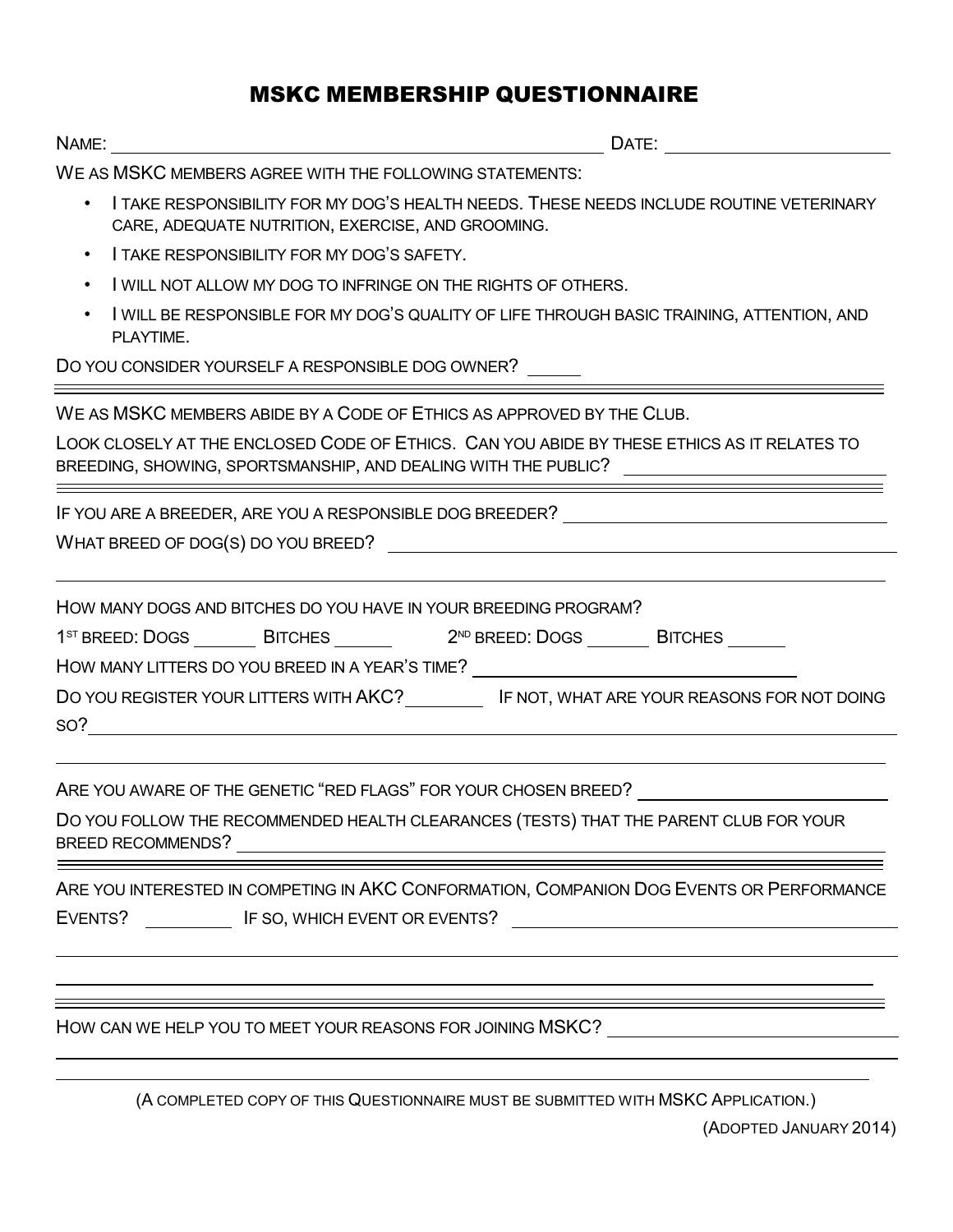# MSKC MEMBERSHIP QUESTIONNAIRE

NAME: ______________________________ DATE: ______________

WE AS MSKC MEMBERS AGREE WITH THE FOLLOWING STATEMENTS:

- I TAKE RESPONSIBILITY FOR MY DOG'S HEALTH NEEDS. THESE NEEDS INCLUDE ROUTINE VETERINARY CARE, ADEQUATE NUTRITION, EXERCISE, AND GROOMING.
- I TAKE RESPONSIBILITY FOR MY DOG'S SAFETY.
- I WILL NOT ALLOW MY DOG TO INFRINGE ON THE RIGHTS OF OTHERS.
- I WILL BE RESPONSIBLE FOR MY DOG'S QUALITY OF LIFE THROUGH BASIC TRAINING, ATTENTION, AND PLAYTIME.

DO YOU CONSIDER YOURSELF A RESPONSIBLE DOG OWNER? ______

---

WE AS MSKC MEMBERS ABIDE BY A CODE OF ETHICS AS APPROVED BY THE CLUB.

LOOK CLOSELY AT THE ENCLOSED CODE OF ETHICS. CAN YOU ABIDE BY THESE ETHICS AS IT RELATES TO BREEDING, SHOWING, SPORTSMANSHIP, AND DEALING WITH THE PUBLIC? ______________

---

IF YOU ARE A BREEDER, ARE YOU A RESPONSIBLE DOG BREEDER? ______________

WHAT BREED OF DOG(S) DO YOU BREED? ______________

HOW MANY DOGS AND BITCHES DO YOU HAVE IN YOUR BREEDING PROGRAM?

1ST BREED: DOGS ______ BITCHES ______ 2ND BREED: DOGS ______ BITCHES ______

HOW MANY LITTERS DO YOU BREED IN A YEAR'S TIME? ______________

DO YOU REGISTER YOUR LITTERS WITH AKC? ______ IF NOT, WHAT ARE YOUR REASONS FOR NOT DOING SO? ______________

ARE YOU AWARE OF THE GENETIC "RED FLAGS" FOR YOUR CHOSEN BREED? ______________

DO YOU FOLLOW THE RECOMMENDED HEALTH CLEARANCES (TESTS) THAT THE PARENT CLUB FOR YOUR BREED RECOMMENDS? ______________

---

ARE YOU INTERESTED IN COMPETING IN AKC CONFORMATION, COMPANION DOG EVENTS OR PERFORMANCE EVENTS? ______ IF SO, WHICH EVENT OR EVENTS? ______________

---

HOW CAN WE HELP YOU TO MEET YOUR REASONS FOR JOINING MSKC? ______________

(A COMPLETED COPY OF THIS QUESTIONNAIRE MUST BE SUBMITTED WITH MSKC APPLICATION.)

(ADOPTED JANUARY 2014)